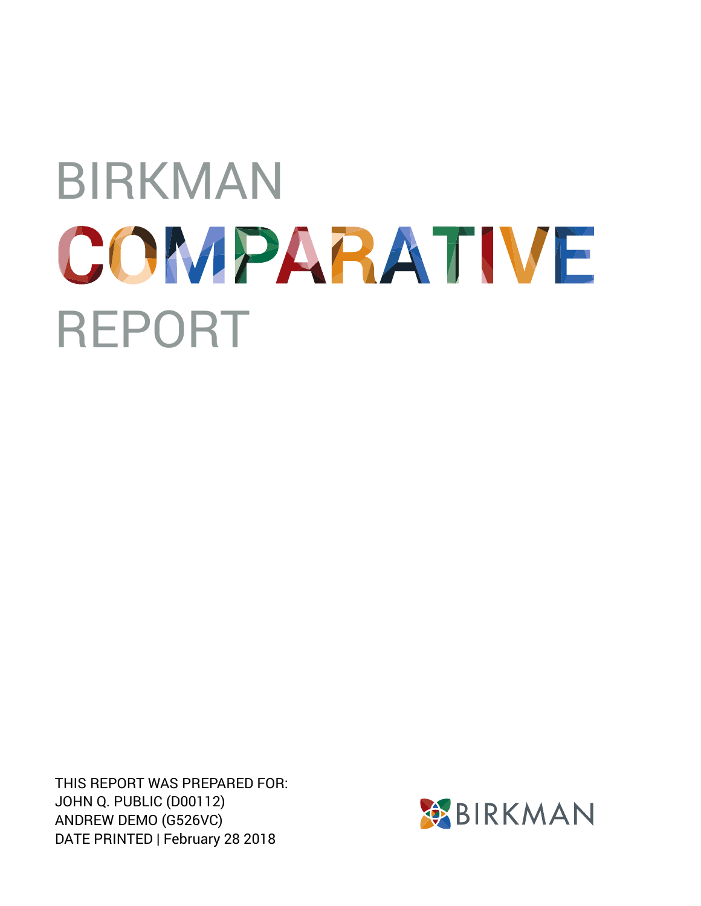# BIRKMAN COMPARATIVE REPORT

THIS REPORT WAS PREPARED FOR:
JOHN Q. PUBLIC (D00112)
ANDREW DEMO (G526VC)
DATE PRINTED | February 28 2018

BIRKMAN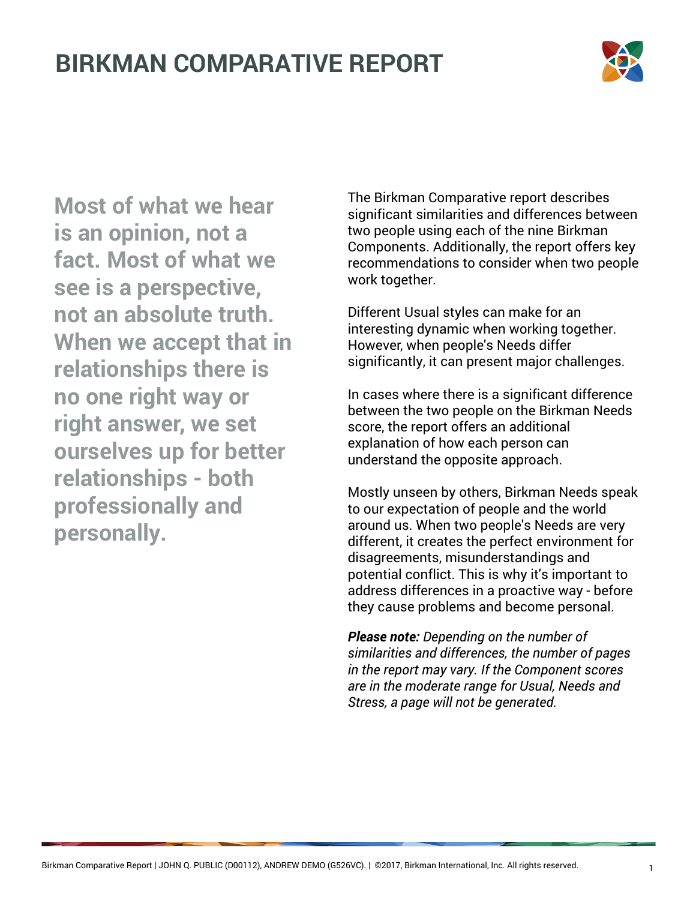# BIRKMAN COMPARATIVE REPORT

**Most of what we hear is an opinion, not a fact. Most of what we see is a perspective, not an absolute truth. When we accept that in relationships there is no one right way or right answer, we set ourselves up for better relationships - both professionally and personally.**

The Birkman Comparative report describes significant similarities and differences between two people using each of the nine Birkman Components. Additionally, the report offers key recommendations to consider when two people work together.

Different Usual styles can make for an interesting dynamic when working together. However, when people's Needs differ significantly, it can present major challenges.

In cases where there is a significant difference between the two people on the Birkman Needs score, the report offers an additional explanation of how each person can understand the opposite approach.

Mostly unseen by others, Birkman Needs speak to our expectation of people and the world around us. When two people's Needs are very different, it creates the perfect environment for disagreements, misunderstandings and potential conflict. This is why it's important to address differences in a proactive way - before they cause problems and become personal.

***Please note:*** *Depending on the number of similarities and differences, the number of pages in the report may vary. If the Component scores are in the moderate range for Usual, Needs and Stress, a page will not be generated.*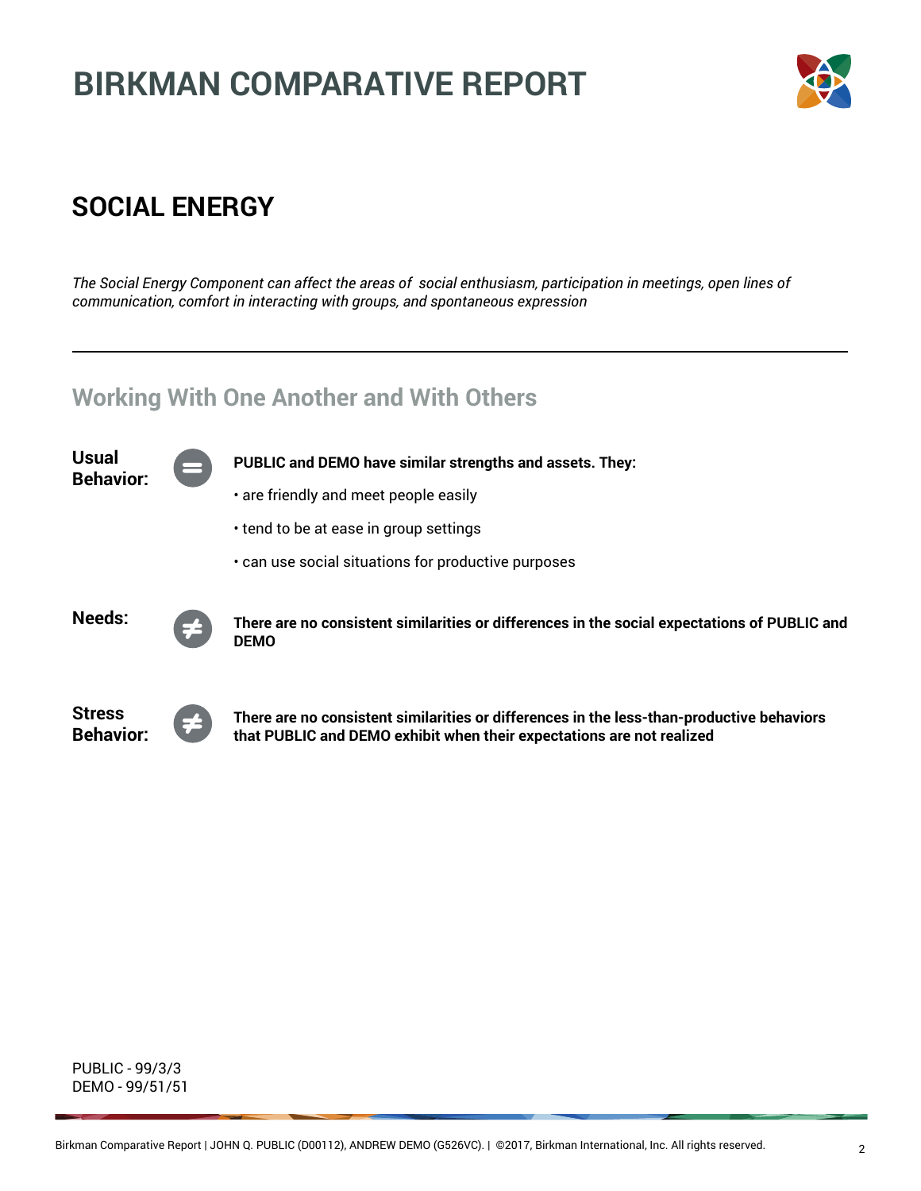# BIRKMAN COMPARATIVE REPORT

## SOCIAL ENERGY

*The Social Energy Component can affect the areas of social enthusiasm, participation in meetings, open lines of communication, comfort in interacting with groups, and spontaneous expression*

---

### Working With One Another and With Others

**Usual Behavior:** =

**PUBLIC and DEMO have similar strengths and assets. They:**

- are friendly and meet people easily
- tend to be at ease in group settings
- can use social situations for productive purposes

**Needs:** ≠

**There are no consistent similarities or differences in the social expectations of PUBLIC and DEMO**

**Stress Behavior:** ≠

**There are no consistent similarities or differences in the less-than-productive behaviors that PUBLIC and DEMO exhibit when their expectations are not realized**

PUBLIC - 99/3/3
DEMO - 99/51/51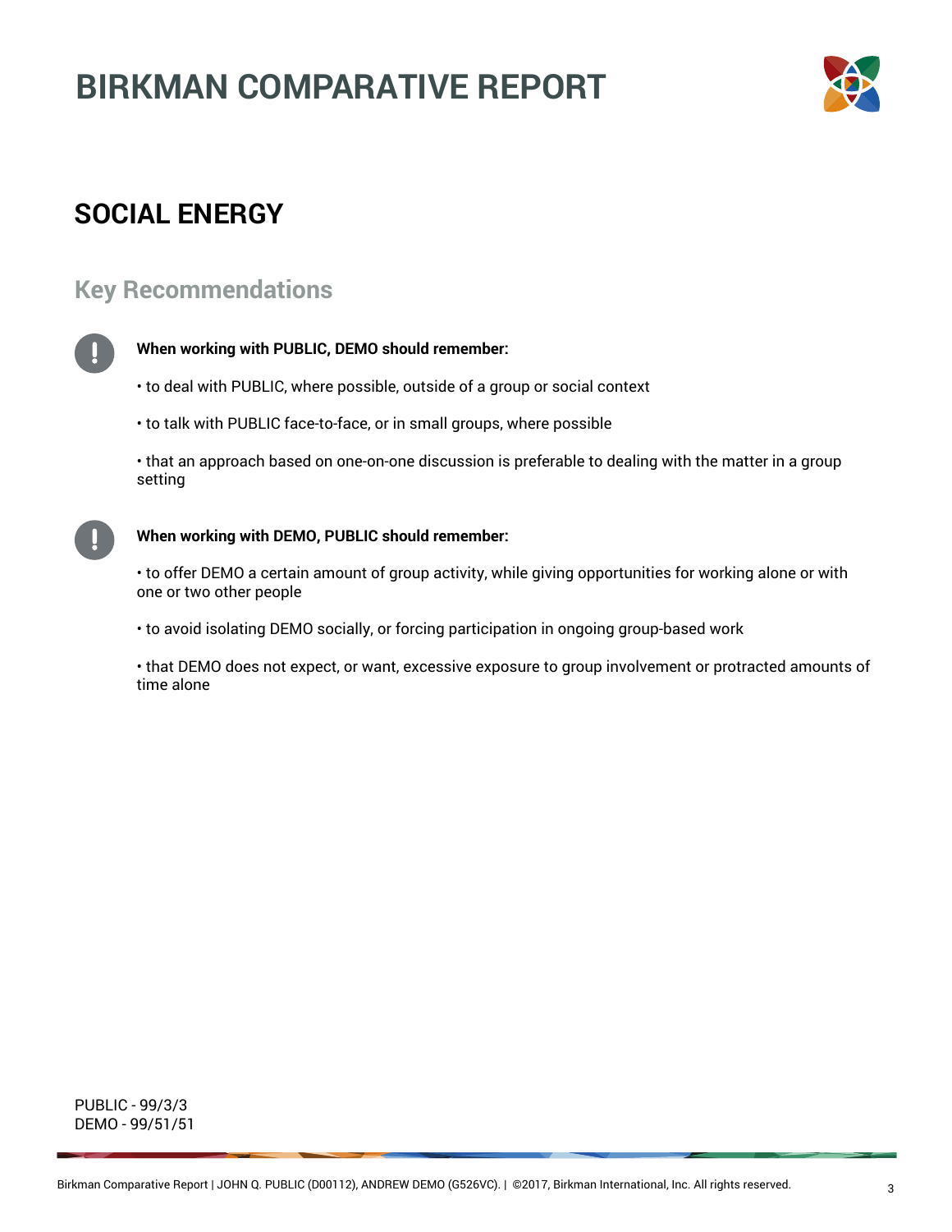# BIRKMAN COMPARATIVE REPORT

## SOCIAL ENERGY

### Key Recommendations

**When working with PUBLIC, DEMO should remember:**

• to deal with PUBLIC, where possible, outside of a group or social context

• to talk with PUBLIC face-to-face, or in small groups, where possible

• that an approach based on one-on-one discussion is preferable to dealing with the matter in a group setting

**When working with DEMO, PUBLIC should remember:**

• to offer DEMO a certain amount of group activity, while giving opportunities for working alone or with one or two other people

• to avoid isolating DEMO socially, or forcing participation in ongoing group-based work

• that DEMO does not expect, or want, excessive exposure to group involvement or protracted amounts of time alone

PUBLIC - 99/3/3
DEMO - 99/51/51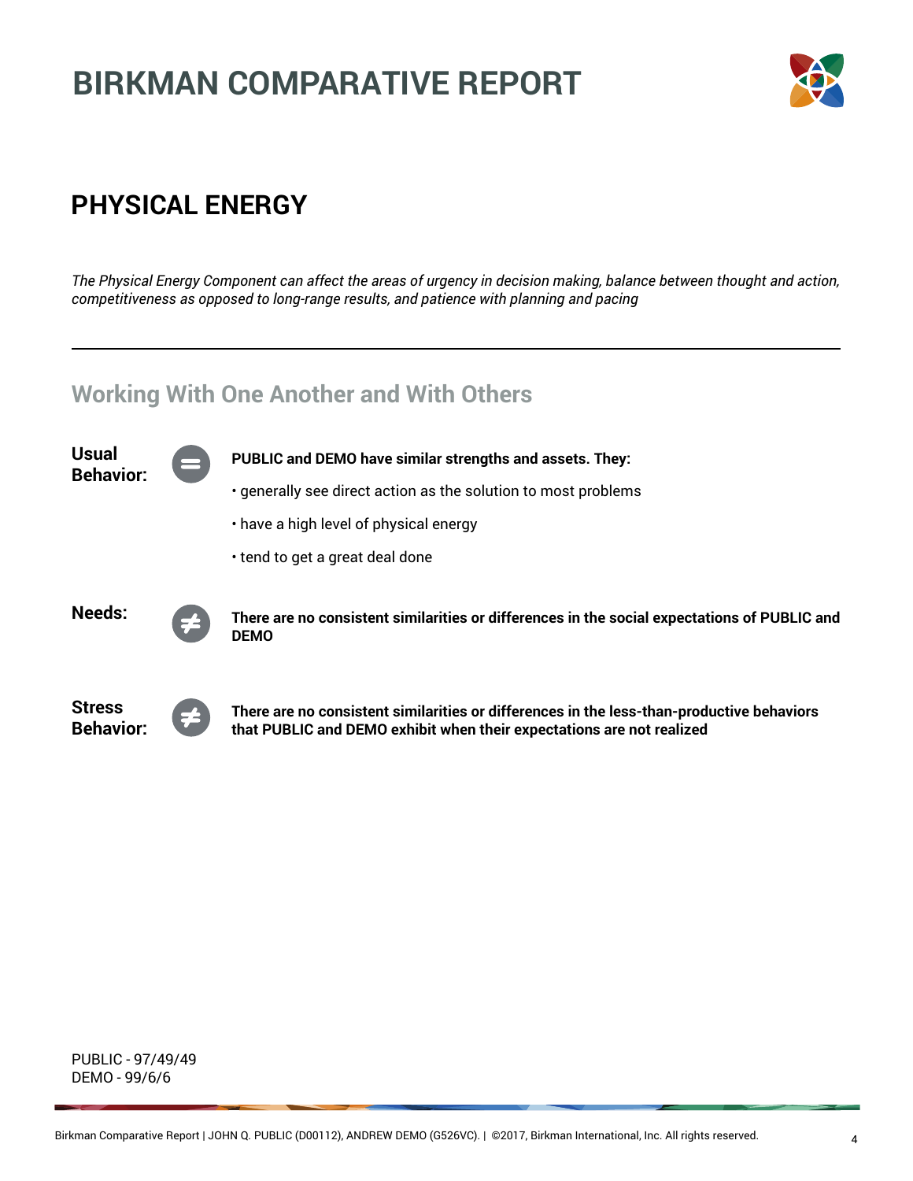# BIRKMAN COMPARATIVE REPORT

## PHYSICAL ENERGY

*The Physical Energy Component can affect the areas of urgency in decision making, balance between thought and action, competitiveness as opposed to long-range results, and patience with planning and pacing*

---

### Working With One Another and With Others

**Usual Behavior:** =

**PUBLIC and DEMO have similar strengths and assets. They:**

- generally see direct action as the solution to most problems
- have a high level of physical energy
- tend to get a great deal done

**Needs:** ≠

**There are no consistent similarities or differences in the social expectations of PUBLIC and DEMO**

**Stress Behavior:** ≠

**There are no consistent similarities or differences in the less-than-productive behaviors that PUBLIC and DEMO exhibit when their expectations are not realized**

PUBLIC - 97/49/49
DEMO - 99/6/6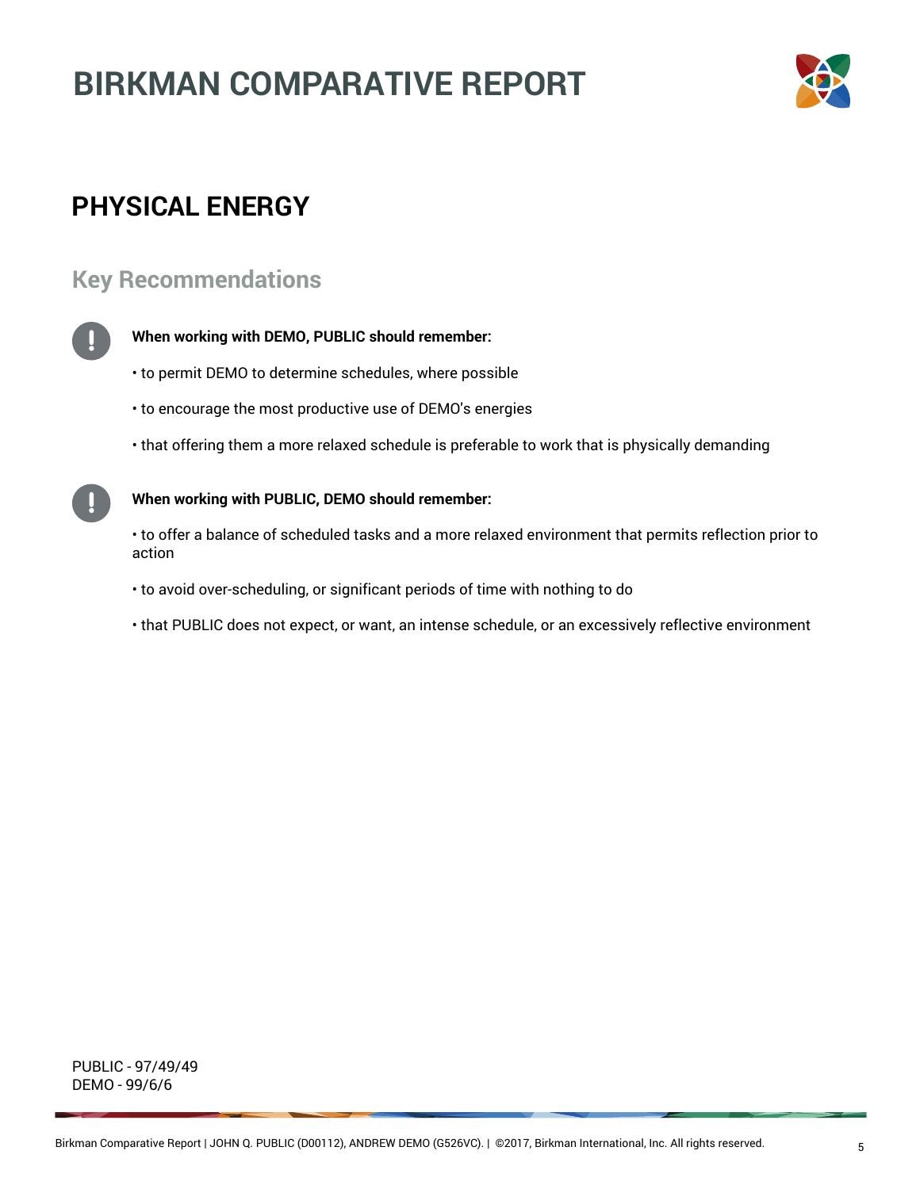# BIRKMAN COMPARATIVE REPORT

## PHYSICAL ENERGY

### Key Recommendations

**When working with DEMO, PUBLIC should remember:**

• to permit DEMO to determine schedules, where possible

• to encourage the most productive use of DEMO's energies

• that offering them a more relaxed schedule is preferable to work that is physically demanding

**When working with PUBLIC, DEMO should remember:**

• to offer a balance of scheduled tasks and a more relaxed environment that permits reflection prior to action

• to avoid over-scheduling, or significant periods of time with nothing to do

• that PUBLIC does not expect, or want, an intense schedule, or an excessively reflective environment

PUBLIC - 97/49/49
DEMO - 99/6/6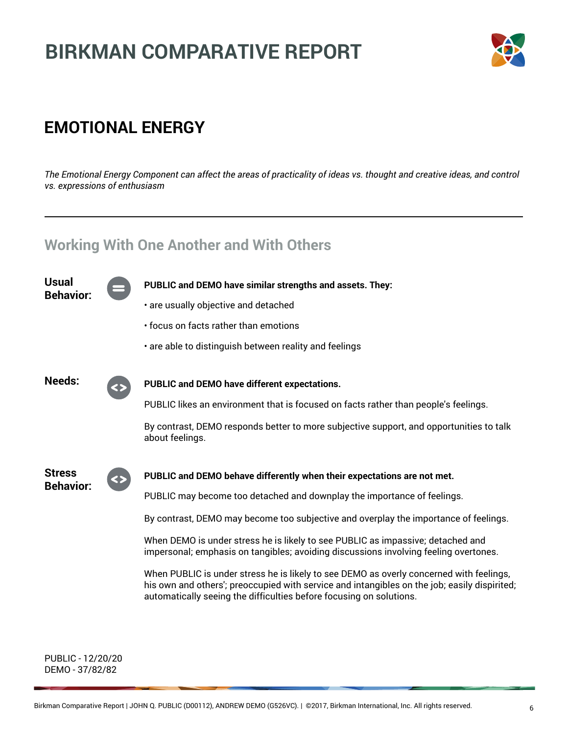# BIRKMAN COMPARATIVE REPORT

## EMOTIONAL ENERGY

*The Emotional Energy Component can affect the areas of practicality of ideas vs. thought and creative ideas, and control vs. expressions of enthusiasm*

---

### Working With One Another and With Others

**Usual Behavior:** =

**PUBLIC and DEMO have similar strengths and assets. They:**

- are usually objective and detached
- focus on facts rather than emotions
- are able to distinguish between reality and feelings

**Needs:** <>

**PUBLIC and DEMO have different expectations.**

PUBLIC likes an environment that is focused on facts rather than people's feelings.

By contrast, DEMO responds better to more subjective support, and opportunities to talk about feelings.

**Stress Behavior:** <>

**PUBLIC and DEMO behave differently when their expectations are not met.**

PUBLIC may become too detached and downplay the importance of feelings.

By contrast, DEMO may become too subjective and overplay the importance of feelings.

When DEMO is under stress he is likely to see PUBLIC as impassive; detached and impersonal; emphasis on tangibles; avoiding discussions involving feeling overtones.

When PUBLIC is under stress he is likely to see DEMO as overly concerned with feelings, his own and others'; preoccupied with service and intangibles on the job; easily dispirited; automatically seeing the difficulties before focusing on solutions.

PUBLIC - 12/20/20
DEMO - 37/82/82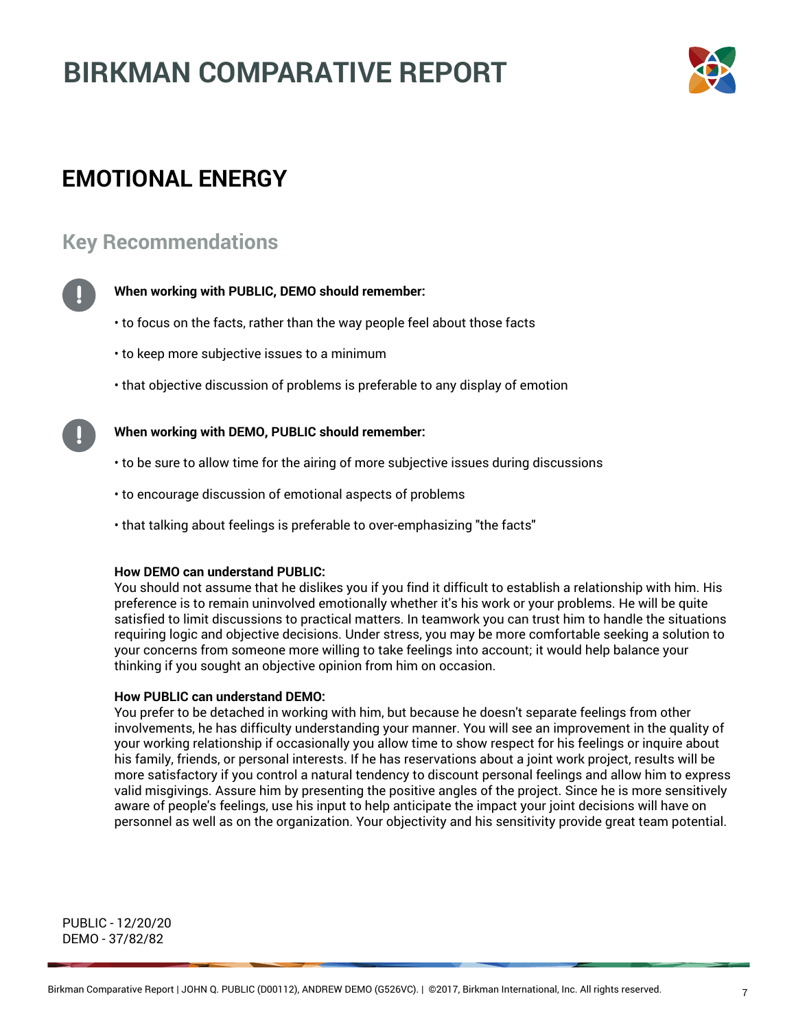# BIRKMAN COMPARATIVE REPORT

## EMOTIONAL ENERGY

### Key Recommendations

**When working with PUBLIC, DEMO should remember:**

- to focus on the facts, rather than the way people feel about those facts
- to keep more subjective issues to a minimum
- that objective discussion of problems is preferable to any display of emotion

**When working with DEMO, PUBLIC should remember:**

- to be sure to allow time for the airing of more subjective issues during discussions
- to encourage discussion of emotional aspects of problems
- that talking about feelings is preferable to over-emphasizing "the facts"

**How DEMO can understand PUBLIC:**
You should not assume that he dislikes you if you find it difficult to establish a relationship with him. His preference is to remain uninvolved emotionally whether it's his work or your problems. He will be quite satisfied to limit discussions to practical matters. In teamwork you can trust him to handle the situations requiring logic and objective decisions. Under stress, you may be more comfortable seeking a solution to your concerns from someone more willing to take feelings into account; it would help balance your thinking if you sought an objective opinion from him on occasion.

**How PUBLIC can understand DEMO:**
You prefer to be detached in working with him, but because he doesn't separate feelings from other involvements, he has difficulty understanding your manner. You will see an improvement in the quality of your working relationship if occasionally you allow time to show respect for his feelings or inquire about his family, friends, or personal interests. If he has reservations about a joint work project, results will be more satisfactory if you control a natural tendency to discount personal feelings and allow him to express valid misgivings. Assure him by presenting the positive angles of the project. Since he is more sensitively aware of people's feelings, use his input to help anticipate the impact your joint decisions will have on personnel as well as on the organization. Your objectivity and his sensitivity provide great team potential.

PUBLIC - 12/20/20
DEMO - 37/82/82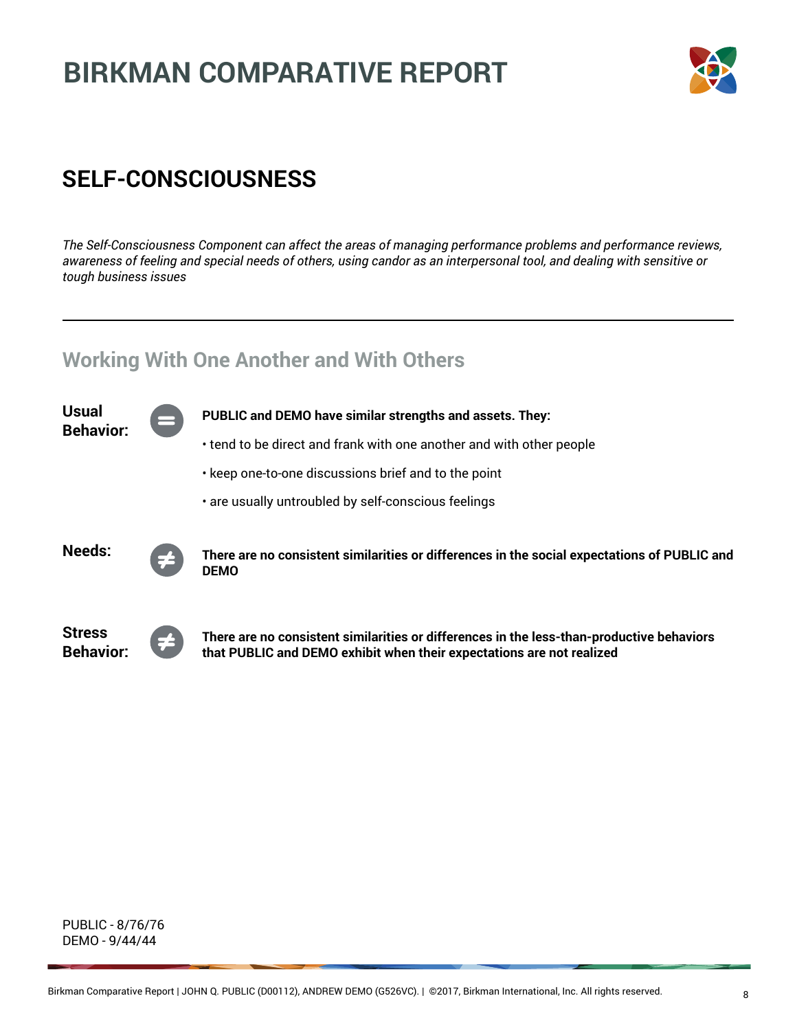# BIRKMAN COMPARATIVE REPORT

## SELF-CONSCIOUSNESS

*The Self-Consciousness Component can affect the areas of managing performance problems and performance reviews, awareness of feeling and special needs of others, using candor as an interpersonal tool, and dealing with sensitive or tough business issues*

---

### Working With One Another and With Others

**Usual Behavior:** =

**PUBLIC and DEMO have similar strengths and assets. They:**

- tend to be direct and frank with one another and with other people
- keep one-to-one discussions brief and to the point
- are usually untroubled by self-conscious feelings

**Needs:** ≠

**There are no consistent similarities or differences in the social expectations of PUBLIC and DEMO**

**Stress Behavior:** ≠

**There are no consistent similarities or differences in the less-than-productive behaviors that PUBLIC and DEMO exhibit when their expectations are not realized**

PUBLIC - 8/76/76
DEMO - 9/44/44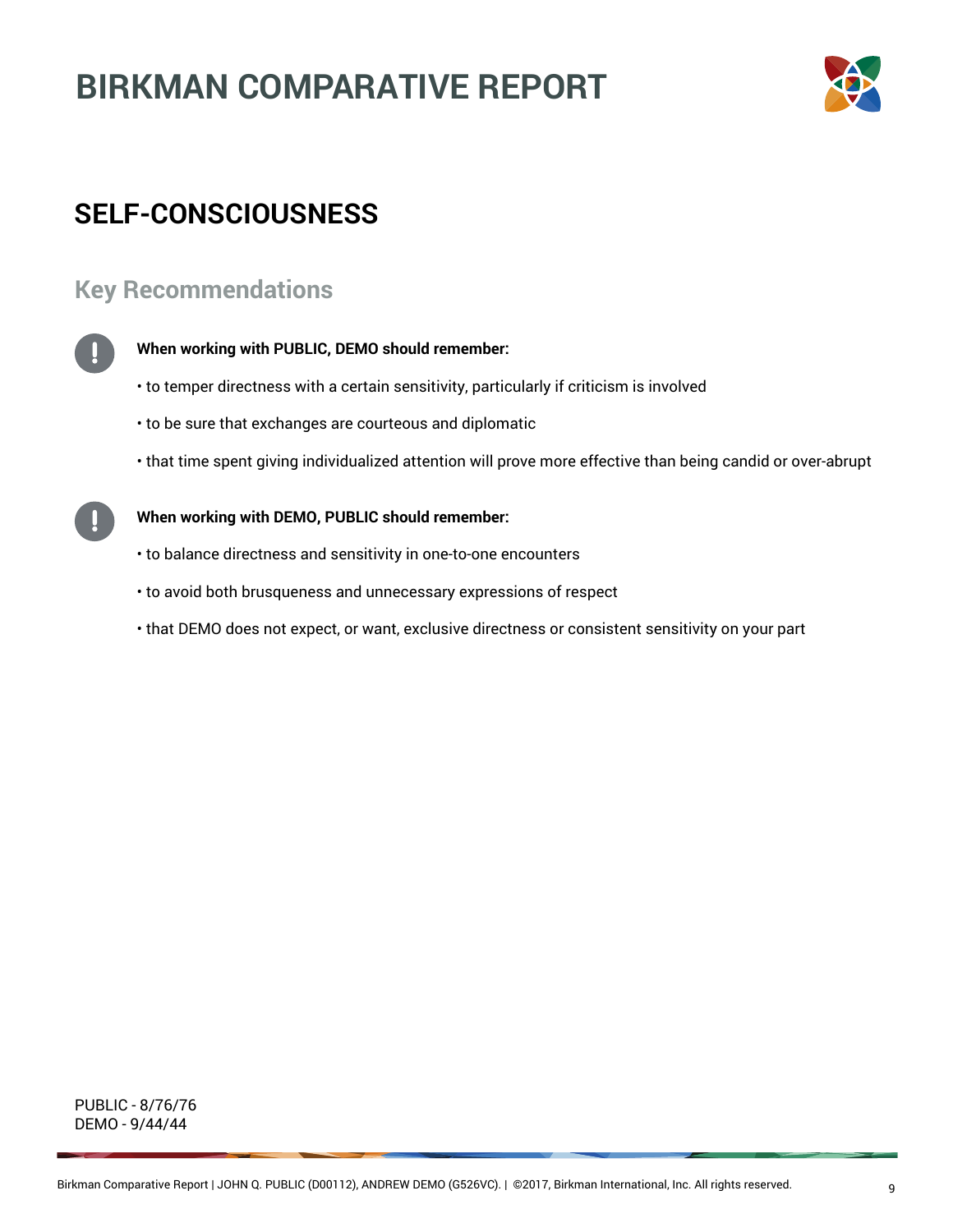# BIRKMAN COMPARATIVE REPORT

## SELF-CONSCIOUSNESS

### Key Recommendations

**When working with PUBLIC, DEMO should remember:**

- to temper directness with a certain sensitivity, particularly if criticism is involved
- to be sure that exchanges are courteous and diplomatic
- that time spent giving individualized attention will prove more effective than being candid or over-abrupt

**When working with DEMO, PUBLIC should remember:**

- to balance directness and sensitivity in one-to-one encounters
- to avoid both brusqueness and unnecessary expressions of respect
- that DEMO does not expect, or want, exclusive directness or consistent sensitivity on your part

PUBLIC - 8/76/76
DEMO - 9/44/44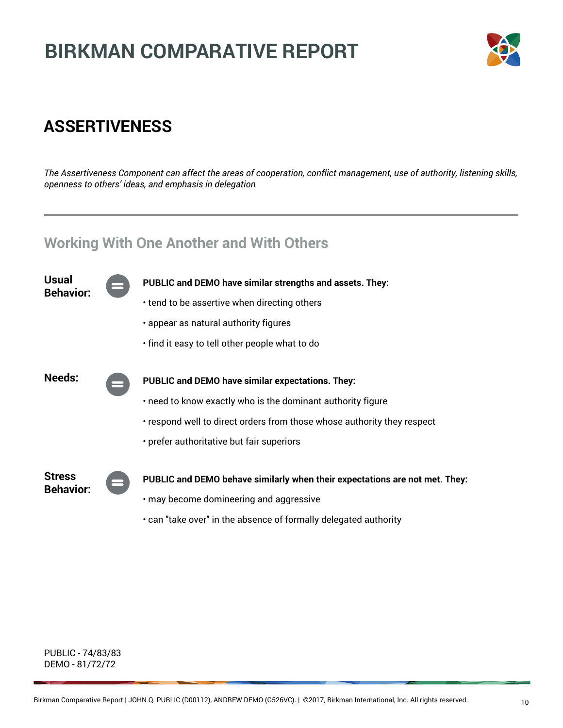# BIRKMAN COMPARATIVE REPORT

## ASSERTIVENESS

*The Assertiveness Component can affect the areas of cooperation, conflict management, use of authority, listening skills, openness to others' ideas, and emphasis in delegation*

---

### Working With One Another and With Others

**Usual Behavior:**

**PUBLIC and DEMO have similar strengths and assets. They:**

- tend to be assertive when directing others
- appear as natural authority figures
- find it easy to tell other people what to do

**Needs:**

**PUBLIC and DEMO have similar expectations. They:**

- need to know exactly who is the dominant authority figure
- respond well to direct orders from those whose authority they respect
- prefer authoritative but fair superiors

**Stress Behavior:**

**PUBLIC and DEMO behave similarly when their expectations are not met. They:**

- may become domineering and aggressive
- can "take over" in the absence of formally delegated authority

PUBLIC - 74/83/83
DEMO - 81/72/72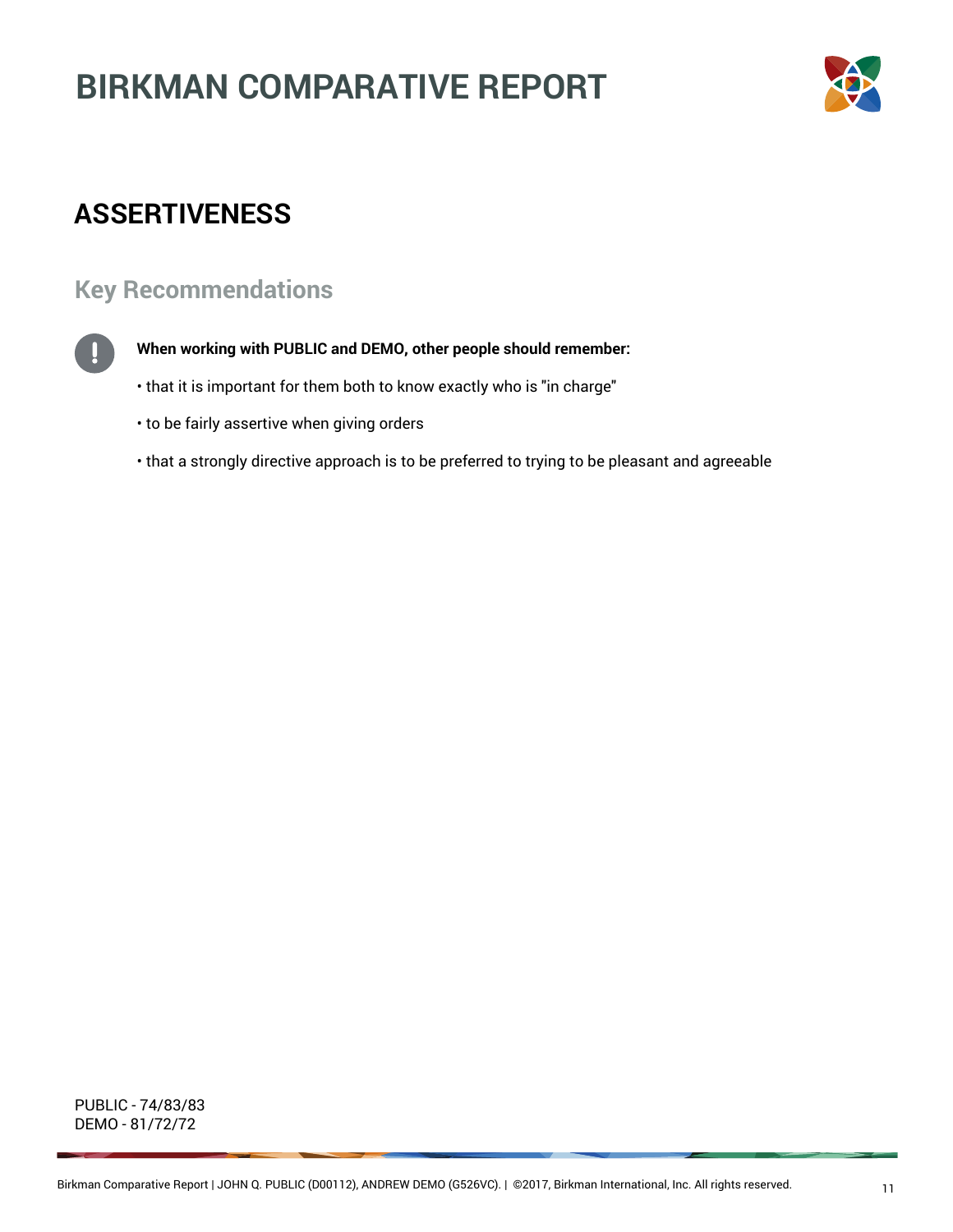# BIRKMAN COMPARATIVE REPORT

## ASSERTIVENESS

### Key Recommendations

**When working with PUBLIC and DEMO, other people should remember:**

- that it is important for them both to know exactly who is "in charge"
- to be fairly assertive when giving orders
- that a strongly directive approach is to be preferred to trying to be pleasant and agreeable

PUBLIC - 74/83/83
DEMO - 81/72/72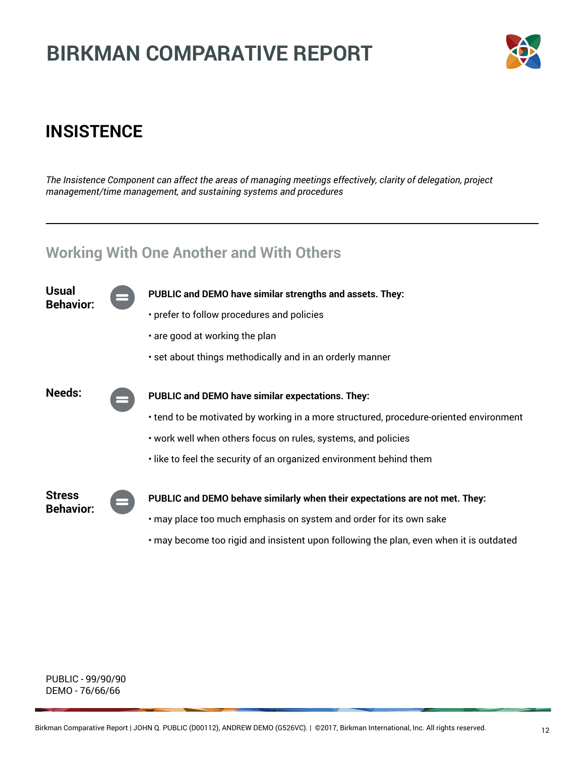# BIRKMAN COMPARATIVE REPORT

## INSISTENCE

*The Insistence Component can affect the areas of managing meetings effectively, clarity of delegation, project management/time management, and sustaining systems and procedures*

---

### Working With One Another and With Others

**Usual Behavior:**

**PUBLIC and DEMO have similar strengths and assets. They:**

- prefer to follow procedures and policies
- are good at working the plan
- set about things methodically and in an orderly manner

**Needs:**

**PUBLIC and DEMO have similar expectations. They:**

- tend to be motivated by working in a more structured, procedure-oriented environment
- work well when others focus on rules, systems, and policies
- like to feel the security of an organized environment behind them

**Stress Behavior:**

**PUBLIC and DEMO behave similarly when their expectations are not met. They:**

- may place too much emphasis on system and order for its own sake
- may become too rigid and insistent upon following the plan, even when it is outdated

PUBLIC - 99/90/90
DEMO - 76/66/66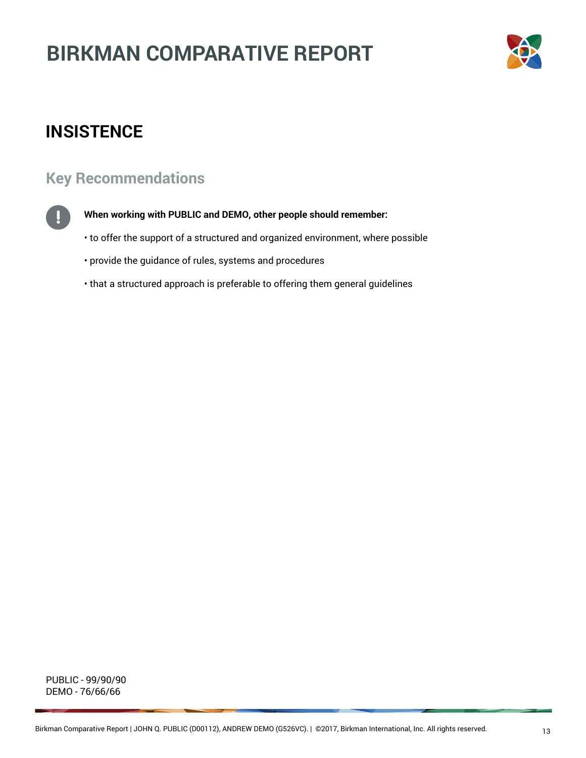# BIRKMAN COMPARATIVE REPORT

## INSISTENCE

### Key Recommendations

**When working with PUBLIC and DEMO, other people should remember:**

• to offer the support of a structured and organized environment, where possible

• provide the guidance of rules, systems and procedures

• that a structured approach is preferable to offering them general guidelines

PUBLIC - 99/90/90
DEMO - 76/66/66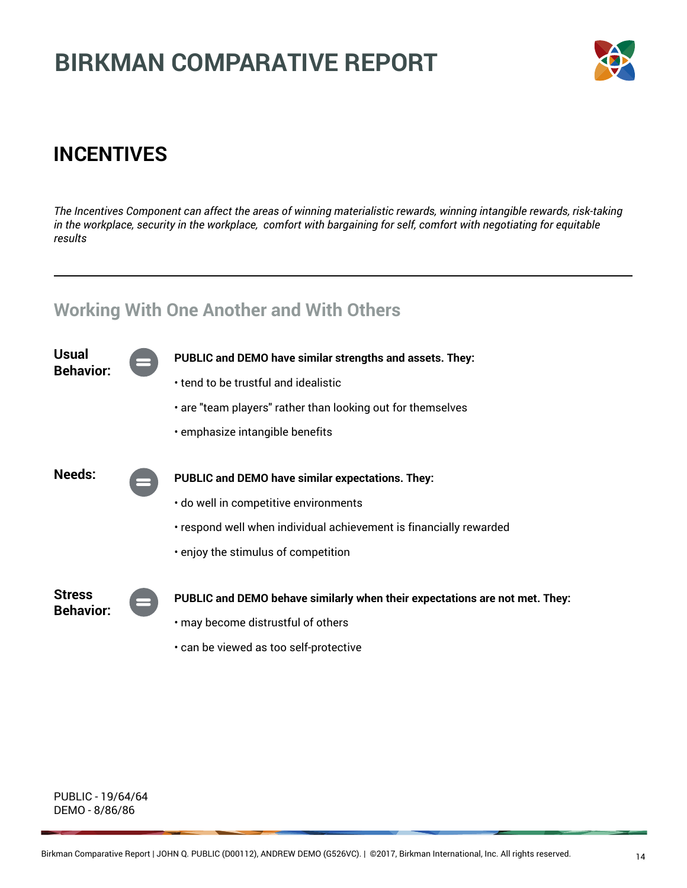# BIRKMAN COMPARATIVE REPORT

## INCENTIVES

*The Incentives Component can affect the areas of winning materialistic rewards, winning intangible rewards, risk-taking in the workplace, security in the workplace, comfort with bargaining for self, comfort with negotiating for equitable results*

---

### Working With One Another and With Others

**Usual Behavior:**

**PUBLIC and DEMO have similar strengths and assets. They:**

- tend to be trustful and idealistic
- are "team players" rather than looking out for themselves
- emphasize intangible benefits

**Needs:**

**PUBLIC and DEMO have similar expectations. They:**

- do well in competitive environments
- respond well when individual achievement is financially rewarded
- enjoy the stimulus of competition

**Stress Behavior:**

**PUBLIC and DEMO behave similarly when their expectations are not met. They:**

- may become distrustful of others
- can be viewed as too self-protective

PUBLIC - 19/64/64
DEMO - 8/86/86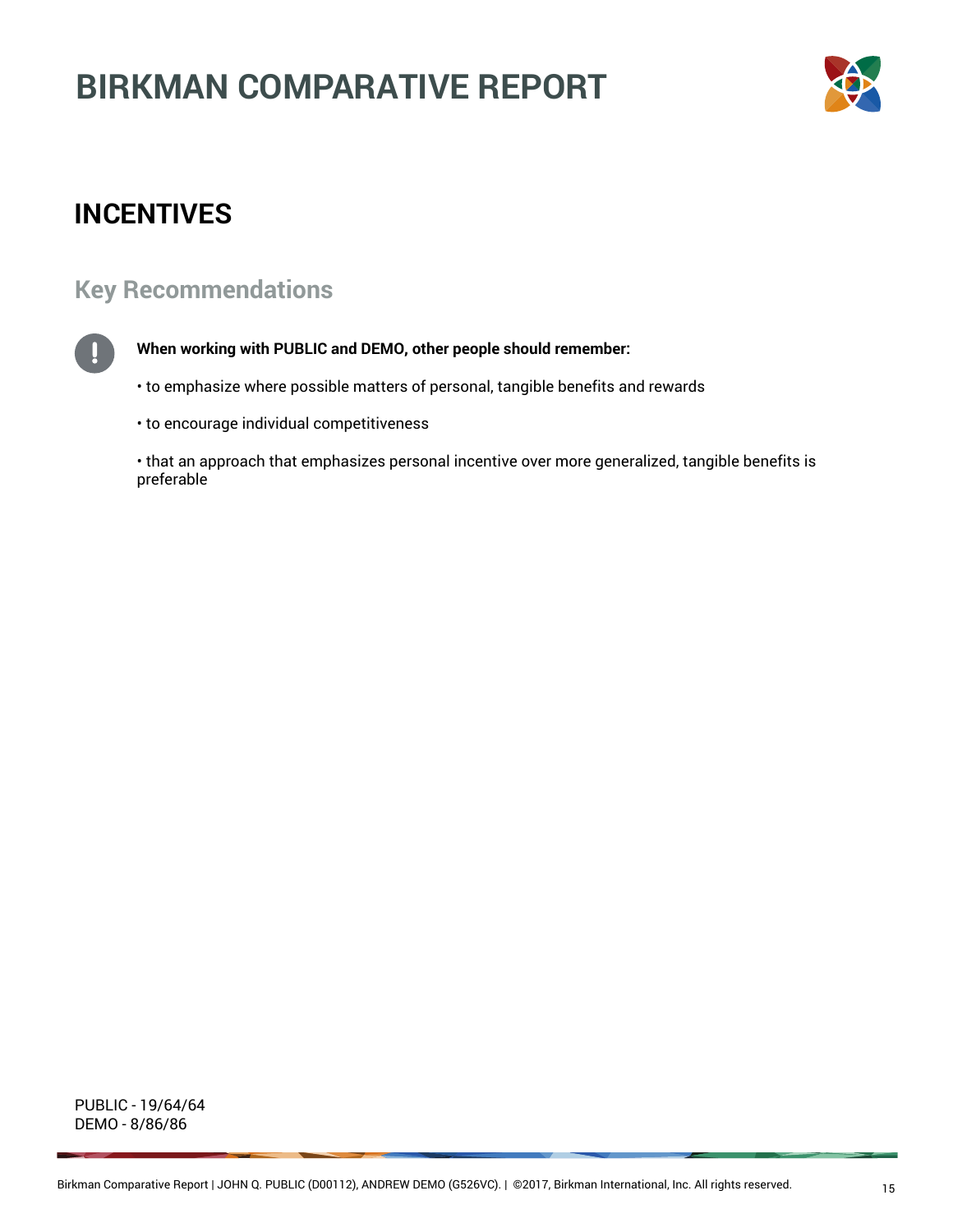# BIRKMAN COMPARATIVE REPORT

## INCENTIVES

### Key Recommendations

**When working with PUBLIC and DEMO, other people should remember:**

• to emphasize where possible matters of personal, tangible benefits and rewards

• to encourage individual competitiveness

• that an approach that emphasizes personal incentive over more generalized, tangible benefits is preferable

PUBLIC - 19/64/64
DEMO - 8/86/86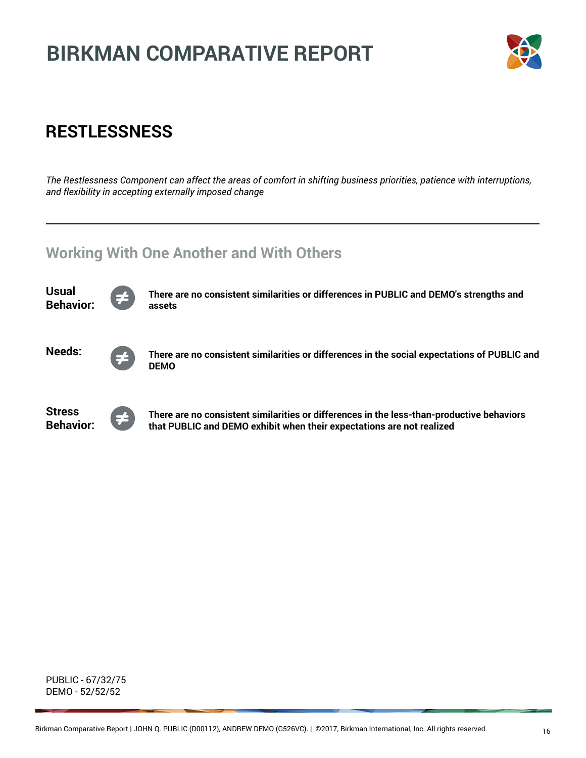# BIRKMAN COMPARATIVE REPORT

## RESTLESSNESS

*The Restlessness Component can affect the areas of comfort in shifting business priorities, patience with interruptions, and flexibility in accepting externally imposed change*

---

### Working With One Another and With Others

**Usual Behavior:** ≠ **There are no consistent similarities or differences in PUBLIC and DEMO's strengths and assets**

**Needs:** ≠ **There are no consistent similarities or differences in the social expectations of PUBLIC and DEMO**

**Stress Behavior:** ≠ **There are no consistent similarities or differences in the less-than-productive behaviors that PUBLIC and DEMO exhibit when their expectations are not realized**

PUBLIC - 67/32/75
DEMO - 52/52/52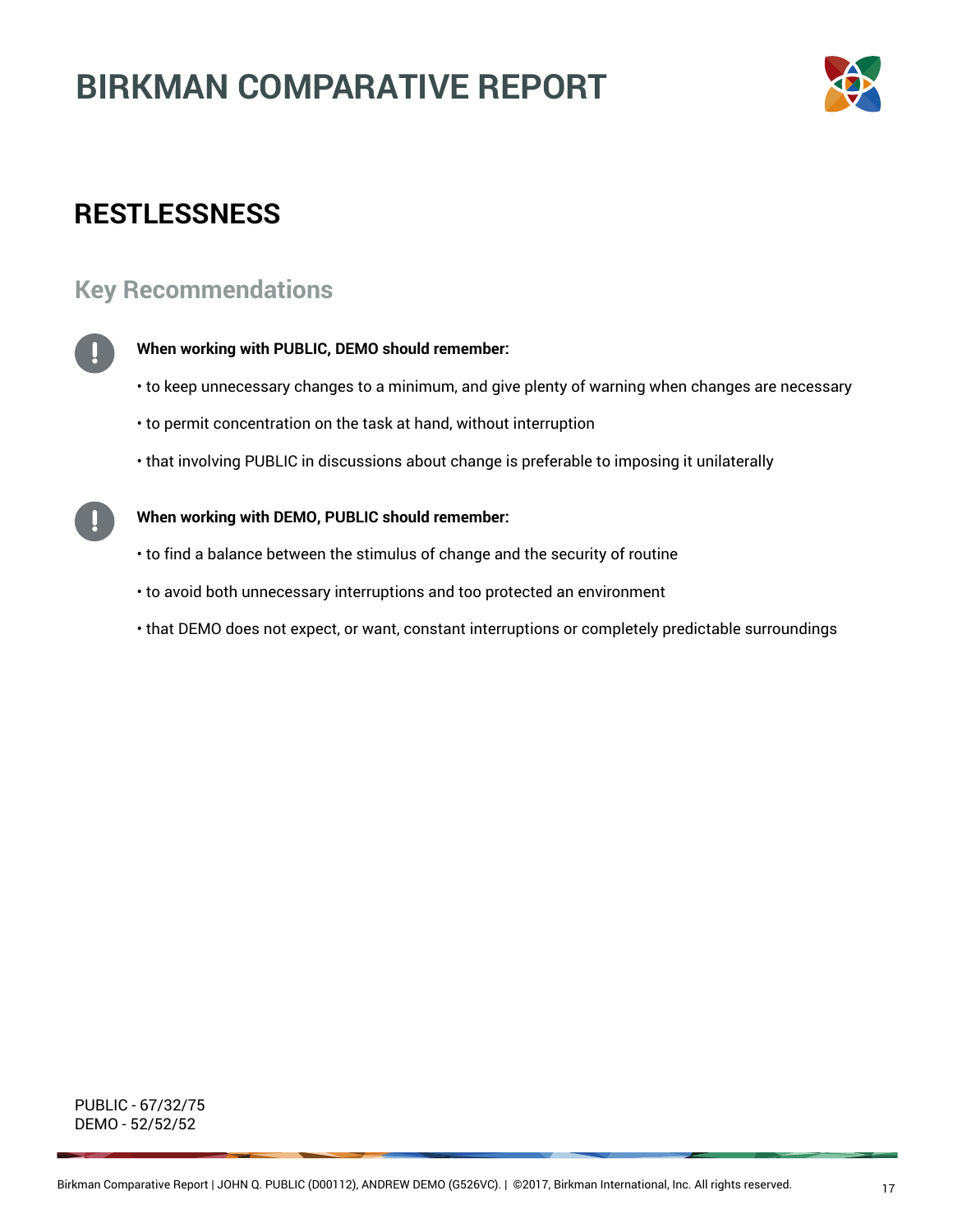# BIRKMAN COMPARATIVE REPORT

## RESTLESSNESS

### Key Recommendations

**When working with PUBLIC, DEMO should remember:**

- to keep unnecessary changes to a minimum, and give plenty of warning when changes are necessary
- to permit concentration on the task at hand, without interruption
- that involving PUBLIC in discussions about change is preferable to imposing it unilaterally

**When working with DEMO, PUBLIC should remember:**

- to find a balance between the stimulus of change and the security of routine
- to avoid both unnecessary interruptions and too protected an environment
- that DEMO does not expect, or want, constant interruptions or completely predictable surroundings

PUBLIC - 67/32/75
DEMO - 52/52/52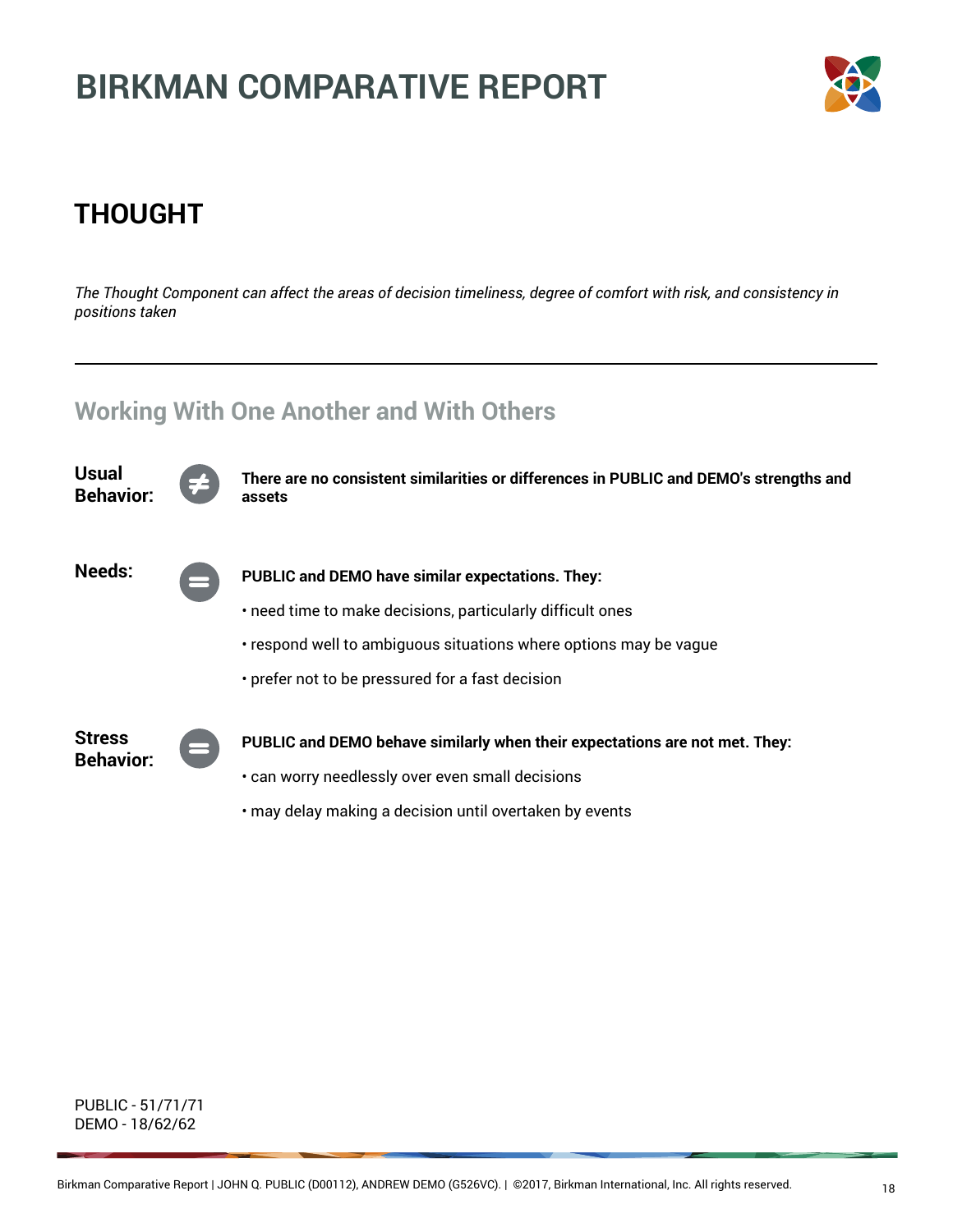# BIRKMAN COMPARATIVE REPORT

## THOUGHT

*The Thought Component can affect the areas of decision timeliness, degree of comfort with risk, and consistency in positions taken*

---

### Working With One Another and With Others

**Usual Behavior:** ≠

**There are no consistent similarities or differences in PUBLIC and DEMO's strengths and assets**

**Needs:** =

**PUBLIC and DEMO have similar expectations. They:**

- need time to make decisions, particularly difficult ones
- respond well to ambiguous situations where options may be vague
- prefer not to be pressured for a fast decision

**Stress Behavior:** =

**PUBLIC and DEMO behave similarly when their expectations are not met. They:**

- can worry needlessly over even small decisions
- may delay making a decision until overtaken by events

PUBLIC - 51/71/71
DEMO - 18/62/62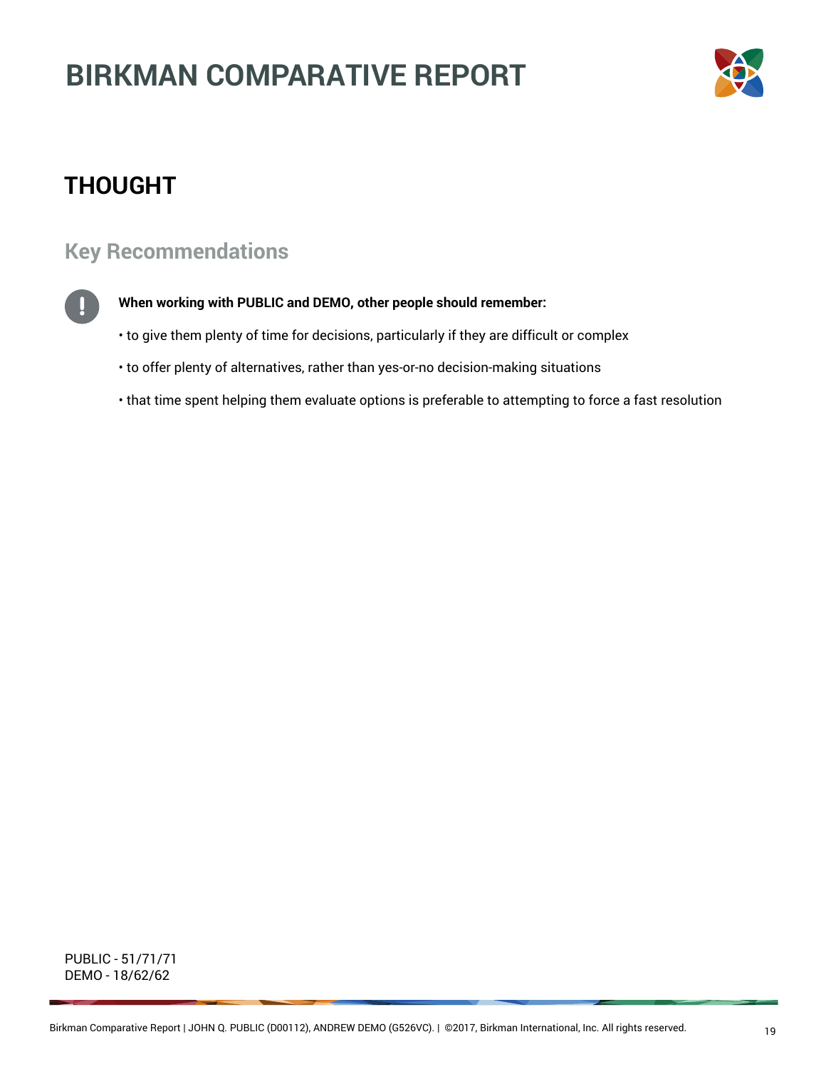# BIRKMAN COMPARATIVE REPORT

## THOUGHT

### Key Recommendations

**When working with PUBLIC and DEMO, other people should remember:**

- to give them plenty of time for decisions, particularly if they are difficult or complex
- to offer plenty of alternatives, rather than yes-or-no decision-making situations
- that time spent helping them evaluate options is preferable to attempting to force a fast resolution

PUBLIC - 51/71/71
DEMO - 18/62/62